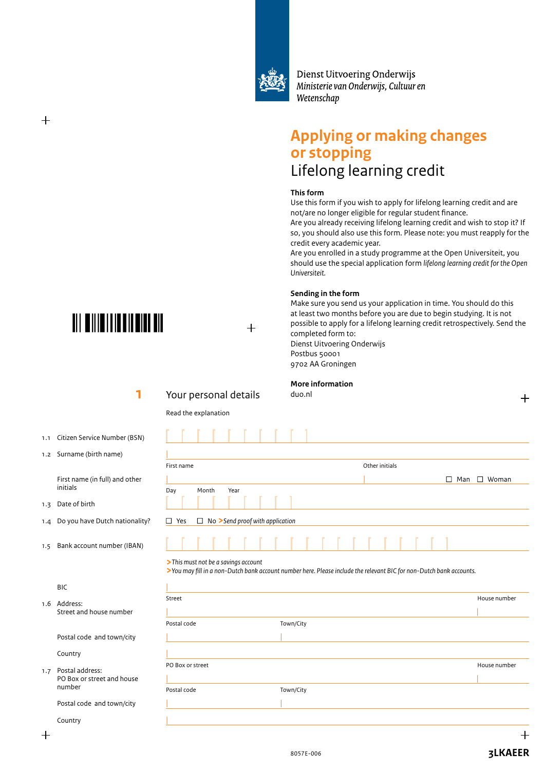Dienst Uitvoering Onderwijs
*Ministerie van Onderwijs, Cultuur en Wetenschap*

# Applying or making changes or stopping
## Lifelong learning credit

**This form**
Use this form if you wish to apply for lifelong learning credit and are not/are no longer eligible for regular student finance.
Are you already receiving lifelong learning credit and wish to stop it? If so, you should also use this form. Please note: you must reapply for the credit every academic year.
Are you enrolled in a study programme at the Open Universiteit, you should use the special application form *lifelong learning credit for the Open Universiteit.*

**Sending in the form**
Make sure you send us your application in time. You should do this at least two months before you are due to begin studying. It is not possible to apply for a lifelong learning credit retrospectively. Send the completed form to:
Dienst Uitvoering Onderwijs
Postbus 50001
9702 AA Groningen

**More information**
duo.nl

## 1 Your personal details

Read the explanation

1.1 Citizen Service Number (BSN)

1.2 Surname (birth name)

First name (in full) and other initials — First name — Other initials — ☐ Man ☐ Woman

1.3 Date of birth — Day — Month — Year

1.4 Do you have Dutch nationality? ☐ Yes ☐ No *> Send proof with application*

1.5 Bank account number (IBAN)

*> This must not be a savings account*
*> You may fill in a non-Dutch bank account number here. Please include the relevant BIC for non-Dutch bank accounts.*

BIC

1.6 Address:
Street and house number — Street — House number

Postal code and town/city — Postal code — Town/City

Country

1.7 Postal address:
PO Box or street and house number — PO Box or street — House number

Postal code and town/city — Postal code — Town/City

Country

8057E-006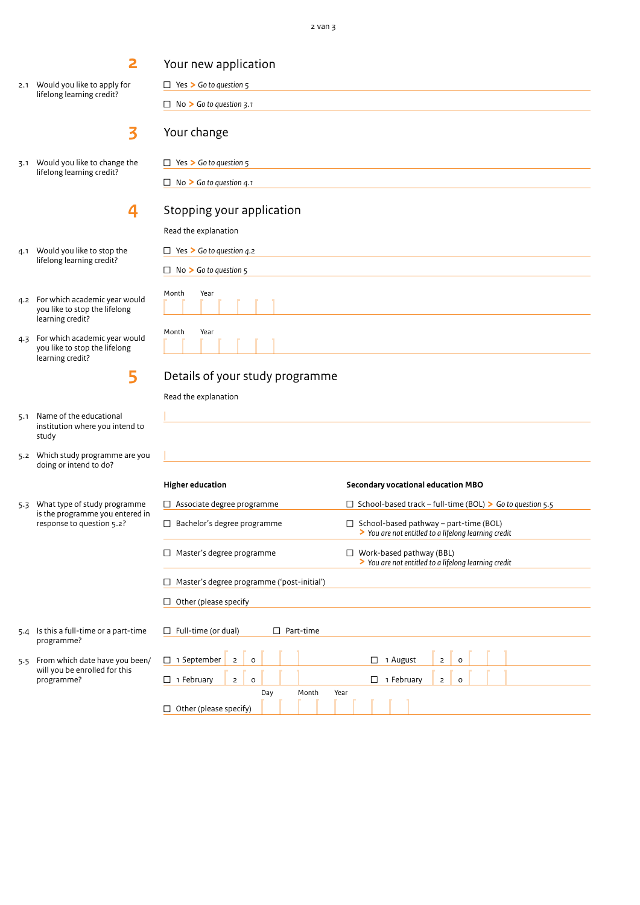## 2 Your new application

2.1 Would you like to apply for lifelong learning credit?

- ☐ Yes > *Go to question 5*
- ☐ No > *Go to question 3.1*

## 3 Your change

3.1 Would you like to change the lifelong learning credit?

- ☐ Yes > *Go to question 5*
- ☐ No > *Go to question 4.1*

## 4 Stopping your application

Read the explanation

4.1 Would you like to stop the lifelong learning credit?

- ☐ Yes > *Go to question 4.2*
- ☐ No > *Go to question 5*

4.2 For which academic year would you like to stop the lifelong learning credit?

Month [ ][ ] Year [ ][ ][ ][ ]

4.3 For which academic year would you like to stop the lifelong learning credit?

Month [ ][ ] Year [ ][ ][ ][ ]

## 5 Details of your study programme

Read the explanation

5.1 Name of the educational institution where you intend to study

5.2 Which study programme are you doing or intend to do?

5.3 What type of study programme is the programme you entered in response to question 5.2?

| Higher education | Secondary vocational education MBO |
|---|---|
| ☐ Associate degree programme | ☐ School-based track – full-time (BOL) > *Go to question 5.5* |
| ☐ Bachelor's degree programme | ☐ School-based pathway – part-time (BOL) > *You are not entitled to a lifelong learning credit* |
| ☐ Master's degree programme | ☐ Work-based pathway (BBL) > *You are not entitled to a lifelong learning credit* |
| ☐ Master's degree programme ('post-initial') | |
| ☐ Other (please specify | |

5.4 Is this a full-time or a part-time programme?

- ☐ Full-time (or dual)
- ☐ Part-time

5.5 From which date have you been/will you be enrolled for this programme?

- ☐ 1 September 2 0 [ ][ ]
- ☐ 1 August 2 0 [ ][ ]
- ☐ 1 February 2 0 [ ][ ]
- ☐ 1 February 2 0 [ ][ ]
- ☐ Other (please specify) Day [ ][ ] Month [ ][ ] Year [ ][ ][ ][ ]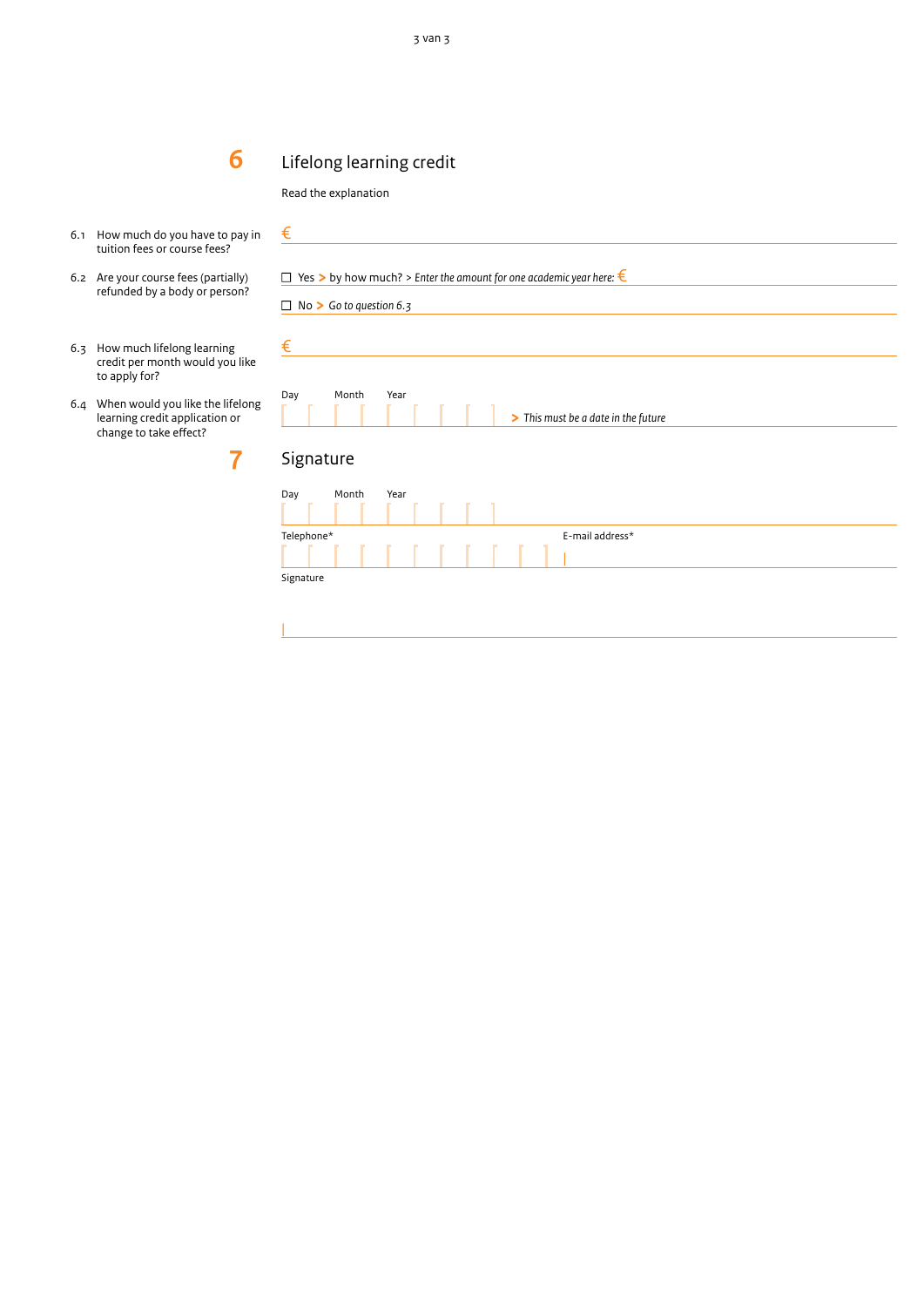## 6 Lifelong learning credit

Read the explanation

6.1 How much do you have to pay in tuition fees or course fees?

€

6.2 Are your course fees (partially) refunded by a body or person?

☐ Yes > by how much? > *Enter the amount for one academic year here:* €

☐ No > *Go to question 6.3*

6.3 How much lifelong learning credit per month would you like to apply for?

€

6.4 When would you like the lifelong learning credit application or change to take effect?

Day Month Year

> *This must be a date in the future*

## 7 Signature

Day Month Year

Telephone*

E-mail address*

Signature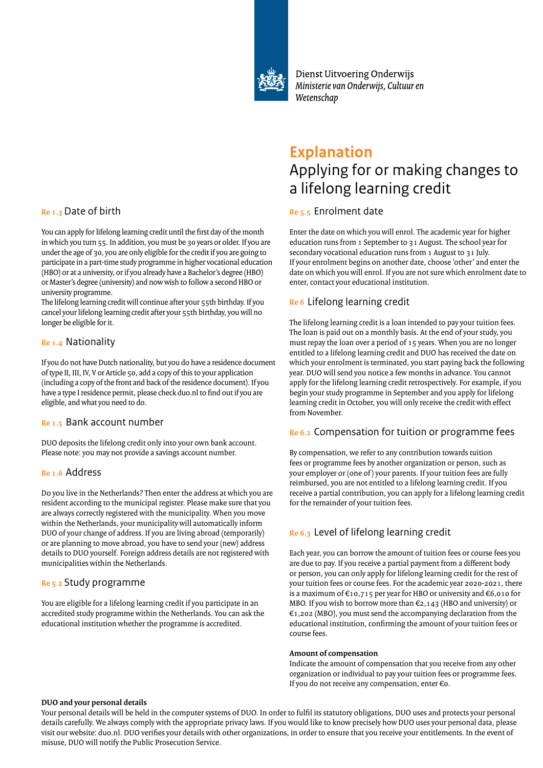Dienst Uitvoering Onderwijs
*Ministerie van Onderwijs, Cultuur en Wetenschap*

# Explanation
## Applying for or making changes to a lifelong learning credit

### Re 1.3 Date of birth

You can apply for lifelong learning credit until the first day of the month in which you turn 55. In addition, you must be 30 years or older. If you are under the age of 30, you are only eligible for the credit if you are going to participate in a part-time study programme in higher vocational education (HBO) or at a university, or if you already have a Bachelor's degree (HBO) or Master's degree (university) and now wish to follow a second HBO or university programme.
The lifelong learning credit will continue after your 55th birthday. If you cancel your lifelong learning credit after your 55th birthday, you will no longer be eligible for it.

### Re 1.4 Nationality

If you do not have Dutch nationality, but you do have a residence document of type II, III, IV, V or Article 50, add a copy of this to your application (including a copy of the front and back of the residence document). If you have a type I residence permit, please check duo.nl to find out if you are eligible, and what you need to do.

### Re 1.5 Bank account number

DUO deposits the lifelong credit only into your own bank account. Please note: you may not provide a savings account number.

### Re 1.6 Address

Do you live in the Netherlands? Then enter the address at which you are resident according to the municipal register. Please make sure that you are always correctly registered with the municipality. When you move within the Netherlands, your municipality will automatically inform DUO of your change of address. If you are living abroad (temporarily) or are planning to move abroad, you have to send your (new) address details to DUO yourself. Foreign address details are not registered with municipalities within the Netherlands.

### Re 5.2 Study programme

You are eligible for a lifelong learning credit if you participate in an accredited study programme within the Netherlands. You can ask the educational institution whether the programme is accredited.

### Re 5.5 Enrolment date

Enter the date on which you will enrol. The academic year for higher education runs from 1 September to 31 August. The school year for secondary vocational education runs from 1 August to 31 July.
If your enrolment begins on another date, choose 'other' and enter the date on which you will enrol. If you are not sure which enrolment date to enter, contact your educational institution.

### Re 6 Lifelong learning credit

The lifelong learning credit is a loan intended to pay your tuition fees. The loan is paid out on a monthly basis. At the end of your study, you must repay the loan over a period of 15 years. When you are no longer entitled to a lifelong learning credit and DUO has received the date on which your enrolment is terminated, you start paying back the following year. DUO will send you notice a few months in advance. You cannot apply for the lifelong learning credit retrospectively. For example, if you begin your study programme in September and you apply for lifelong learning credit in October, you will only receive the credit with effect from November.

### Re 6.2 Compensation for tuition or programme fees

By compensation, we refer to any contribution towards tuition fees or programme fees by another organization or person, such as your employer or (one of) your parents. If your tuition fees are fully reimbursed, you are not entitled to a lifelong learning credit. If you receive a partial contribution, you can apply for a lifelong learning credit for the remainder of your tuition fees.

### Re 6.3 Level of lifelong learning credit

Each year, you can borrow the amount of tuition fees or course fees you are due to pay. If you receive a partial payment from a different body or person, you can only apply for lifelong learning credit for the rest of your tuition fees or course fees. For the academic year 2020-2021, there is a maximum of €10,715 per year for HBO or university and €6,010 for MBO. If you wish to borrow more than €2,143 (HBO and university) or €1,202 (MBO), you must send the accompanying declaration from the educational institution, confirming the amount of your tuition fees or course fees.

**Amount of compensation**
Indicate the amount of compensation that you receive from any other organization or individual to pay your tuition fees or programme fees. If you do not receive any compensation, enter €0.

**DUO and your personal details**
Your personal details will be held in the computer systems of DUO. In order to fulfil its statutory obligations, DUO uses and protects your personal details carefully. We always comply with the appropriate privacy laws. If you would like to know precisely how DUO uses your personal data, please visit our website: duo.nl. DUO verifies your details with other organizations, in order to ensure that you receive your entitlements. In the event of misuse, DUO will notify the Public Prosecution Service.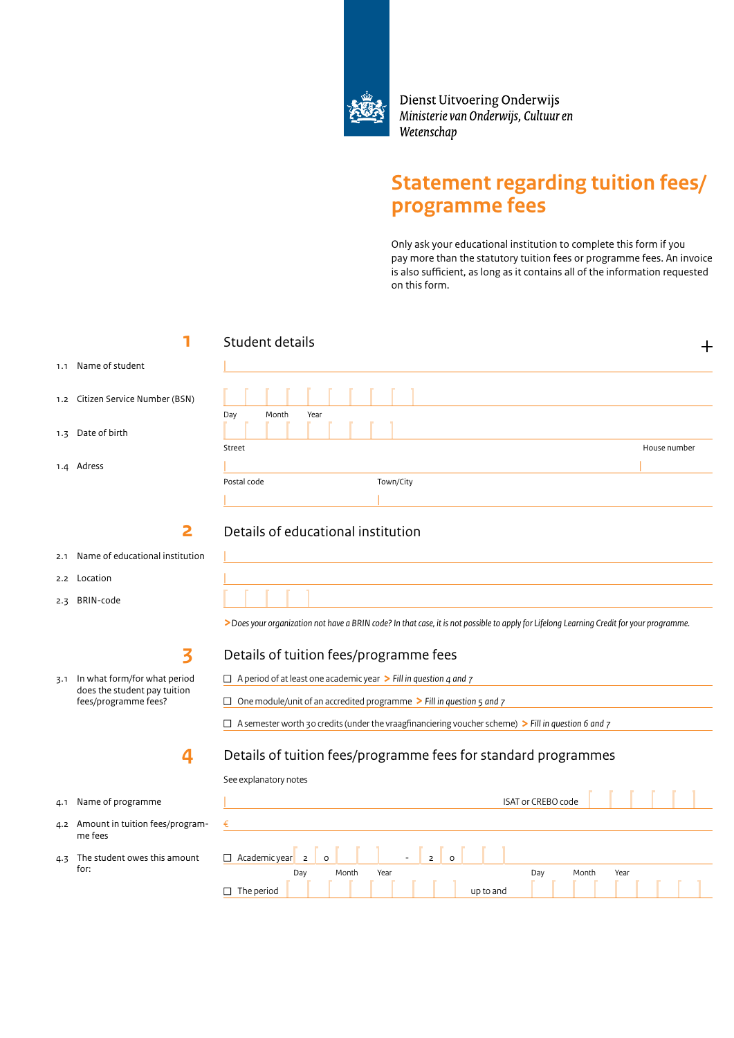Dienst Uitvoering Onderwijs
*Ministerie van Onderwijs, Cultuur en Wetenschap*

# Statement regarding tuition fees/ programme fees

Only ask your educational institution to complete this form if you pay more than the statutory tuition fees or programme fees. An invoice is also sufficient, as long as it contains all of the information requested on this form.

## 1 Student details

1.1 Name of student

1.2 Citizen Service Number (BSN)

1.3 Date of birth — Day / Month / Year

1.4 Adress — Street / House number / Postal code / Town/City

## 2 Details of educational institution

2.1 Name of educational institution

2.2 Location

2.3 BRIN-code

> *Does your organization not have a BRIN code? In that case, it is not possible to apply for Lifelong Learning Credit for your programme.*

## 3 Details of tuition fees/programme fees

3.1 In what form/for what period does the student pay tuition fees/programme fees?

- ☐ A period of at least one academic year > *Fill in question 4 and 7*
- ☐ One module/unit of an accredited programme > *Fill in question 5 and 7*
- ☐ A semester worth 30 credits (under the vraagfinanciering voucher scheme) > *Fill in question 6 and 7*

## 4 Details of tuition fees/programme fees for standard programmes

See explanatory notes

4.1 Name of programme — ISAT or CREBO code

4.2 Amount in tuition fees/programme fees — €

4.3 The student owes this amount for:

- ☐ Academic year 2 0 - 2 0
- ☐ The period Day / Month / Year up to and Day / Month / Year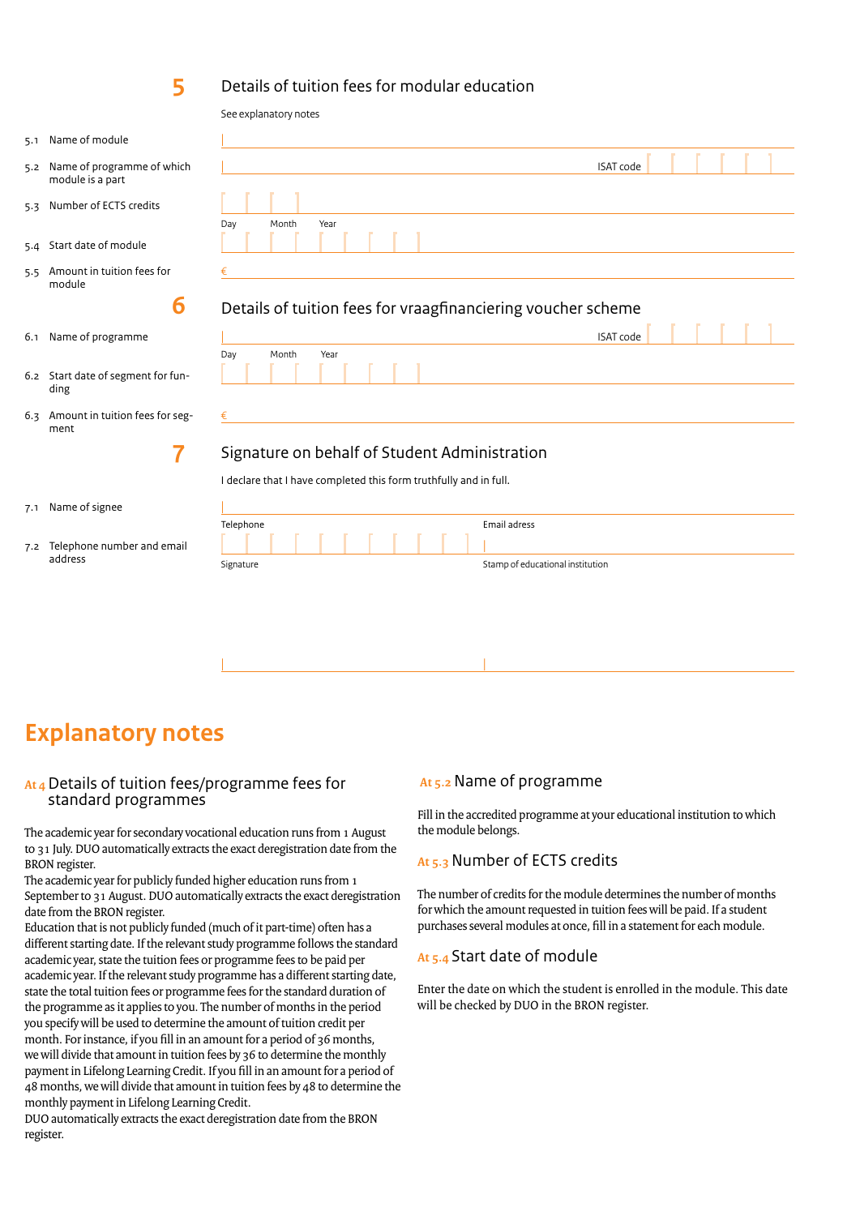## 5 Details of tuition fees for modular education

See explanatory notes

5.1 Name of module

5.2 Name of programme of which module is a part — ISAT code

5.3 Number of ECTS credits

Day Month Year

5.4 Start date of module

5.5 Amount in tuition fees for module — €

## 6 Details of tuition fees for vraagfinanciering voucher scheme

6.1 Name of programme — ISAT code

Day Month Year

6.2 Start date of segment for funding

6.3 Amount in tuition fees for segment — €

## 7 Signature on behalf of Student Administration

I declare that I have completed this form truthfully and in full.

7.1 Name of signee

Telephone Email adress

7.2 Telephone number and email address

Signature Stamp of educational institution

# Explanatory notes

### At 4 Details of tuition fees/programme fees for standard programmes

The academic year for secondary vocational education runs from 1 August to 31 July. DUO automatically extracts the exact deregistration date from the BRON register.

The academic year for publicly funded higher education runs from 1 September to 31 August. DUO automatically extracts the exact deregistration date from the BRON register.

Education that is not publicly funded (much of it part-time) often has a different starting date. If the relevant study programme follows the standard academic year, state the tuition fees or programme fees to be paid per academic year. If the relevant study programme has a different starting date, state the total tuition fees or programme fees for the standard duration of the programme as it applies to you. The number of months in the period you specify will be used to determine the amount of tuition credit per month. For instance, if you fill in an amount for a period of 36 months, we will divide that amount in tuition fees by 36 to determine the monthly payment in Lifelong Learning Credit. If you fill in an amount for a period of 48 months, we will divide that amount in tuition fees by 48 to determine the monthly payment in Lifelong Learning Credit.

DUO automatically extracts the exact deregistration date from the BRON register.

### At 5.2 Name of programme

Fill in the accredited programme at your educational institution to which the module belongs.

### At 5.3 Number of ECTS credits

The number of credits for the module determines the number of months for which the amount requested in tuition fees will be paid. If a student purchases several modules at once, fill in a statement for each module.

### At 5.4 Start date of module

Enter the date on which the student is enrolled in the module. This date will be checked by DUO in the BRON register.